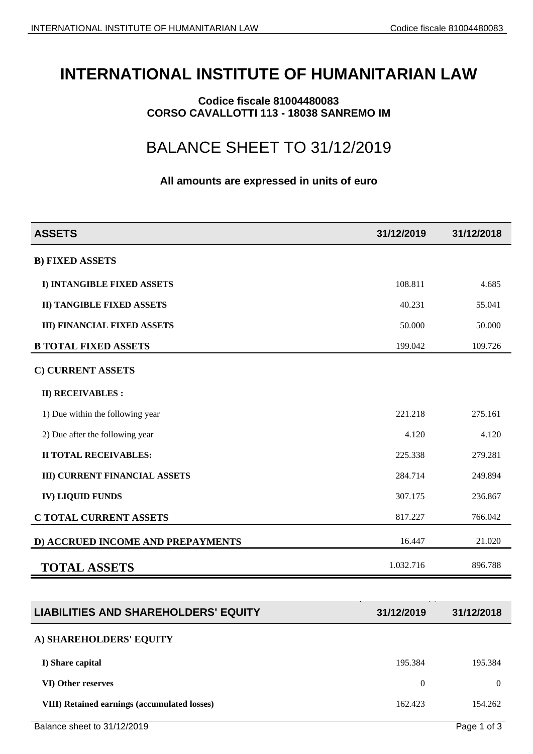# INTERNATIONAL INSTITUTE OF HUMANITARIAN LAW

**Codice fiscale 81004480083**
**CORSO CAVALLOTTI 113 - 18038 SANREMO IM**

## BALANCE SHEET TO 31/12/2019

**All amounts are expressed in units of euro**

| ASSETS | 31/12/2019 | 31/12/2018 |
|---|---|---|
| **B) FIXED ASSETS** | | |
| **I) INTANGIBLE FIXED ASSETS** | 108.811 | 4.685 |
| **II) TANGIBLE FIXED ASSETS** | 40.231 | 55.041 |
| **III) FINANCIAL FIXED ASSETS** | 50.000 | 50.000 |
| **B TOTAL FIXED ASSETS** | 199.042 | 109.726 |
| **C) CURRENT ASSETS** | | |
| **II) RECEIVABLES :** | | |
| 1) Due within the following year | 221.218 | 275.161 |
| 2) Due after the following year | 4.120 | 4.120 |
| **II TOTAL RECEIVABLES:** | 225.338 | 279.281 |
| **III) CURRENT FINANCIAL ASSETS** | 284.714 | 249.894 |
| **IV) LIQUID FUNDS** | 307.175 | 236.867 |
| **C TOTAL CURRENT ASSETS** | 817.227 | 766.042 |
| **D) ACCRUED INCOME AND PREPAYMENTS** | 16.447 | 21.020 |
| **TOTAL ASSETS** | 1.032.716 | 896.788 |

| LIABILITIES AND SHAREHOLDERS' EQUITY | 31/12/2019 | 31/12/2018 |
|---|---|---|
| **A) SHAREHOLDERS' EQUITY** | | |
| **I) Share capital** | 195.384 | 195.384 |
| **VI) Other reserves** | 0 | 0 |
| **VIII) Retained earnings (accumulated losses)** | 162.423 | 154.262 |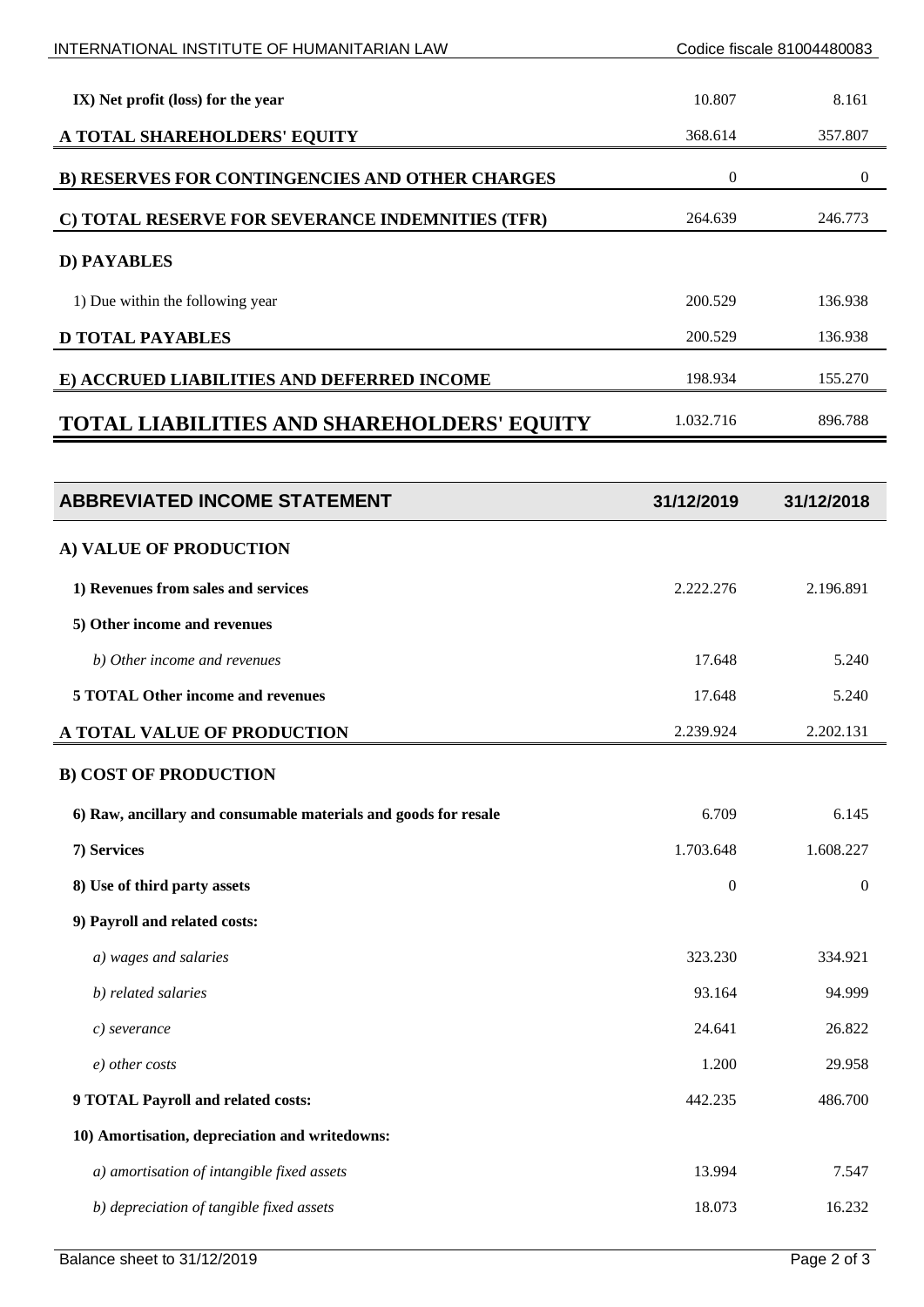| | | |
|---|---|---|
| **IX) Net profit (loss) for the year** | 10.807 | 8.161 |
| **A TOTAL SHAREHOLDERS' EQUITY** | 368.614 | 357.807 |
| **B) RESERVES FOR CONTINGENCIES AND OTHER CHARGES** | 0 | 0 |
| **C) TOTAL RESERVE FOR SEVERANCE INDEMNITIES (TFR)** | 264.639 | 246.773 |
| **D) PAYABLES** | | |
| 1) Due within the following year | 200.529 | 136.938 |
| **D TOTAL PAYABLES** | 200.529 | 136.938 |
| **E) ACCRUED LIABILITIES AND DEFERRED INCOME** | 198.934 | 155.270 |
| **TOTAL LIABILITIES AND SHAREHOLDERS' EQUITY** | 1.032.716 | 896.788 |

| ABBREVIATED INCOME STATEMENT | 31/12/2019 | 31/12/2018 |
|---|---|---|
| **A) VALUE OF PRODUCTION** | | |
| **1) Revenues from sales and services** | 2.222.276 | 2.196.891 |
| **5) Other income and revenues** | | |
| *b) Other income and revenues* | 17.648 | 5.240 |
| **5 TOTAL Other income and revenues** | 17.648 | 5.240 |
| **A TOTAL VALUE OF PRODUCTION** | 2.239.924 | 2.202.131 |
| **B) COST OF PRODUCTION** | | |
| **6) Raw, ancillary and consumable materials and goods for resale** | 6.709 | 6.145 |
| **7) Services** | 1.703.648 | 1.608.227 |
| **8) Use of third party assets** | 0 | 0 |
| **9) Payroll and related costs:** | | |
| *a) wages and salaries* | 323.230 | 334.921 |
| *b) related salaries* | 93.164 | 94.999 |
| *c) severance* | 24.641 | 26.822 |
| *e) other costs* | 1.200 | 29.958 |
| **9 TOTAL Payroll and related costs:** | 442.235 | 486.700 |
| **10) Amortisation, depreciation and writedowns:** | | |
| *a) amortisation of intangible fixed assets* | 13.994 | 7.547 |
| *b) depreciation of tangible fixed assets* | 18.073 | 16.232 |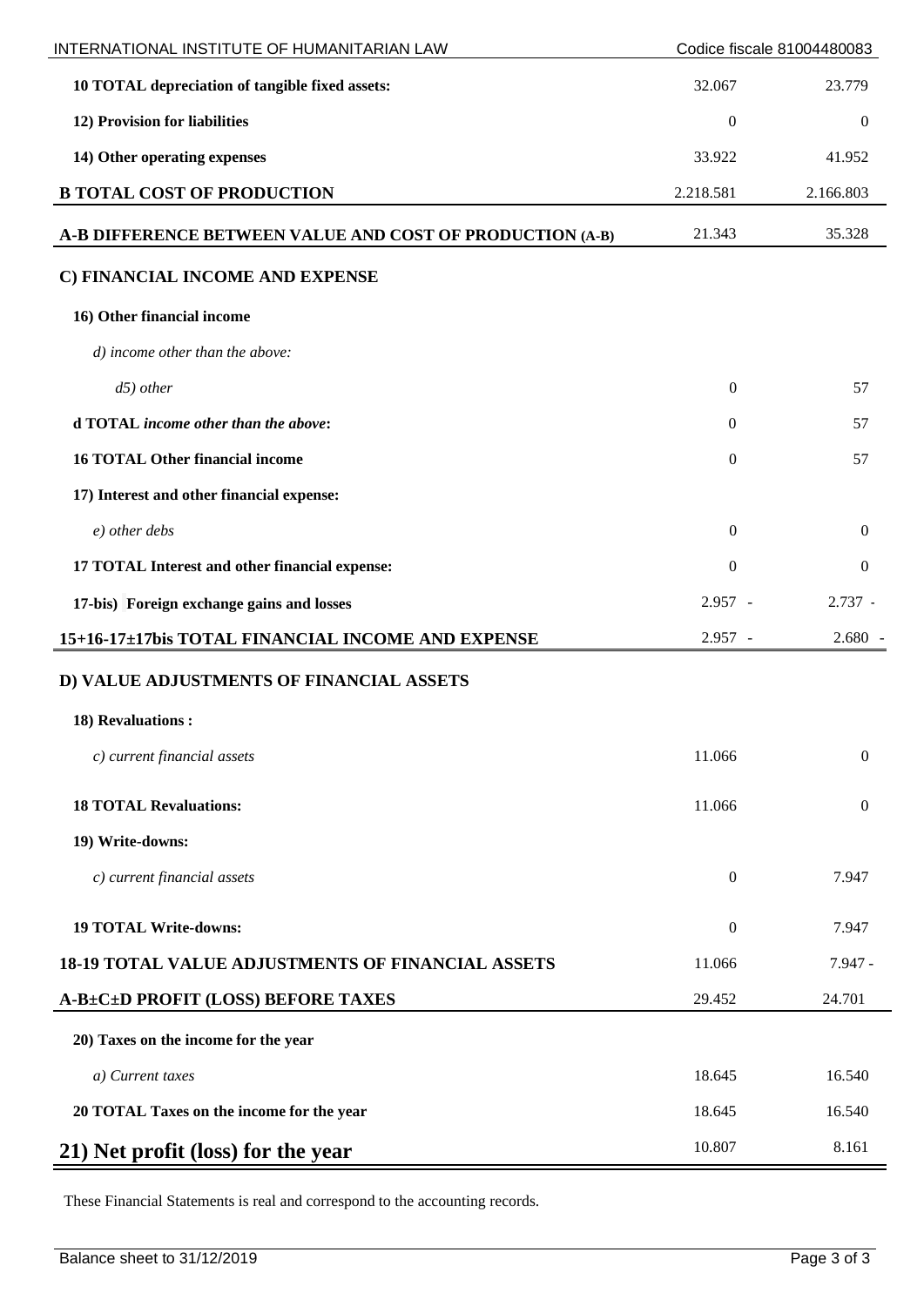| | | |
|---|---|---|
| **10 TOTAL depreciation of tangible fixed assets:** | 32.067 | 23.779 |
| **12) Provision for liabilities** | 0 | 0 |
| **14) Other operating expenses** | 33.922 | 41.952 |
| **B TOTAL COST OF PRODUCTION** | 2.218.581 | 2.166.803 |
| **A-B DIFFERENCE BETWEEN VALUE AND COST OF PRODUCTION (A-B)** | 21.343 | 35.328 |
| **C) FINANCIAL INCOME AND EXPENSE** | | |
| **16) Other financial income** | | |
| *d) income other than the above:* | | |
| *d5) other* | 0 | 57 |
| **d TOTAL *income other than the above*:** | 0 | 57 |
| **16 TOTAL Other financial income** | 0 | 57 |
| **17) Interest and other financial expense:** | | |
| *e) other debs* | 0 | 0 |
| **17 TOTAL Interest and other financial expense:** | 0 | 0 |
| **17-bis) Foreign exchange gains and losses** | 2.957 - | 2.737 - |
| **15+16-17±17bis TOTAL FINANCIAL INCOME AND EXPENSE** | 2.957 - | 2.680 - |
| **D) VALUE ADJUSTMENTS OF FINANCIAL ASSETS** | | |
| **18) Revaluations :** | | |
| *c) current financial assets* | 11.066 | 0 |
| **18 TOTAL Revaluations:** | 11.066 | 0 |
| **19) Write-downs:** | | |
| *c) current financial assets* | 0 | 7.947 |
| **19 TOTAL Write-downs:** | 0 | 7.947 |
| **18-19 TOTAL VALUE ADJUSTMENTS OF FINANCIAL ASSETS** | 11.066 | 7.947 - |
| **A-B±C±D PROFIT (LOSS) BEFORE TAXES** | 29.452 | 24.701 |
| **20) Taxes on the income for the year** | | |
| *a) Current taxes* | 18.645 | 16.540 |
| **20 TOTAL Taxes on the income for the year** | 18.645 | 16.540 |
| **21) Net profit (loss) for the year** | 10.807 | 8.161 |

These Financial Statements is real and correspond to the accounting records.